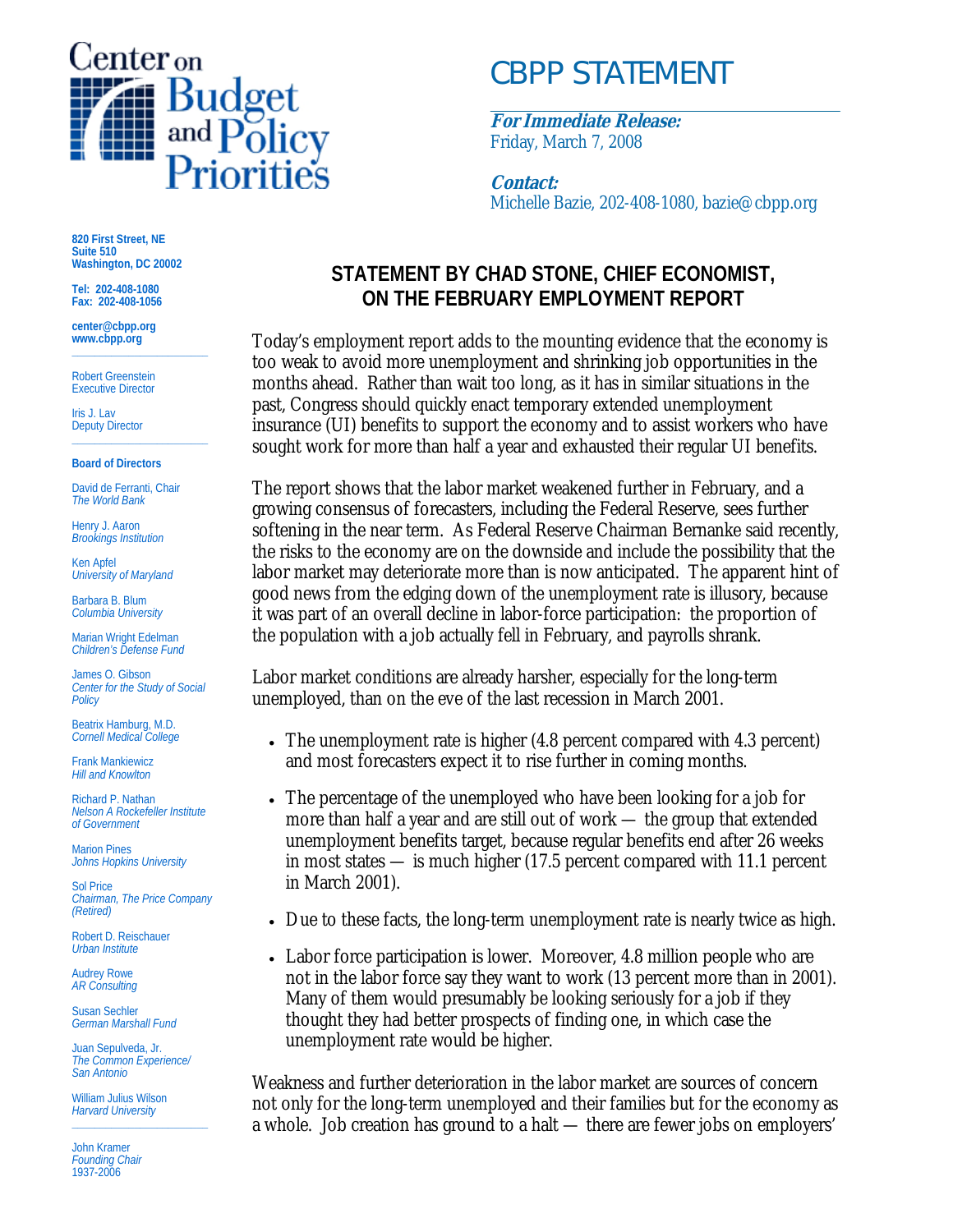# Center on Budget and Policy Priorities

## CBPP STATEMENT

**For Immediate Release:**
Friday, March 7, 2008

**Contact:**
Michelle Bazie, 202-408-1080, bazie@cbpp.org

**820 First Street, NE**
**Suite 510**
**Washington, DC 20002**

**Tel: 202-408-1080**
**Fax: 202-408-1056**

**center@cbpp.org**
**www.cbpp.org**

Robert Greenstein
Executive Director

Iris J. Lav
Deputy Director

**Board of Directors**

David de Ferranti, Chair
*The World Bank*

Henry J. Aaron
*Brookings Institution*

Ken Apfel
*University of Maryland*

Barbara B. Blum
*Columbia University*

Marian Wright Edelman
*Children's Defense Fund*

James O. Gibson
*Center for the Study of Social Policy*

Beatrix Hamburg, M.D.
*Cornell Medical College*

Frank Mankiewicz
*Hill and Knowlton*

Richard P. Nathan
*Nelson A Rockefeller Institute of Government*

Marion Pines
*Johns Hopkins University*

Sol Price
*Chairman, The Price Company (Retired)*

Robert D. Reischauer
*Urban Institute*

Audrey Rowe
*AR Consulting*

Susan Sechler
*German Marshall Fund*

Juan Sepulveda, Jr.
*The Common Experience/ San Antonio*

William Julius Wilson
*Harvard University*

John Kramer
*Founding Chair*
1937-2006

## STATEMENT BY CHAD STONE, CHIEF ECONOMIST, ON THE FEBRUARY EMPLOYMENT REPORT

Today's employment report adds to the mounting evidence that the economy is too weak to avoid more unemployment and shrinking job opportunities in the months ahead. Rather than wait too long, as it has in similar situations in the past, Congress should quickly enact temporary extended unemployment insurance (UI) benefits to support the economy and to assist workers who have sought work for more than half a year and exhausted their regular UI benefits.

The report shows that the labor market weakened further in February, and a growing consensus of forecasters, including the Federal Reserve, sees further softening in the near term. As Federal Reserve Chairman Bernanke said recently, the risks to the economy are on the downside and include the possibility that the labor market may deteriorate more than is now anticipated. The apparent hint of good news from the edging down of the unemployment rate is illusory, because it was part of an overall decline in labor-force participation: the proportion of the population with a job actually fell in February, and payrolls shrank.

Labor market conditions are already harsher, especially for the long-term unemployed, than on the eve of the last recession in March 2001.

- The unemployment rate is higher (4.8 percent compared with 4.3 percent) and most forecasters expect it to rise further in coming months.
- The percentage of the unemployed who have been looking for a job for more than half a year and are still out of work — the group that extended unemployment benefits target, because regular benefits end after 26 weeks in most states — is much higher (17.5 percent compared with 11.1 percent in March 2001).
- Due to these facts, the long-term unemployment rate is nearly twice as high.
- Labor force participation is lower. Moreover, 4.8 million people who are not in the labor force say they want to work (13 percent more than in 2001). Many of them would presumably be looking seriously for a job if they thought they had better prospects of finding one, in which case the unemployment rate would be higher.

Weakness and further deterioration in the labor market are sources of concern not only for the long-term unemployed and their families but for the economy as a whole. Job creation has ground to a halt — there are fewer jobs on employers'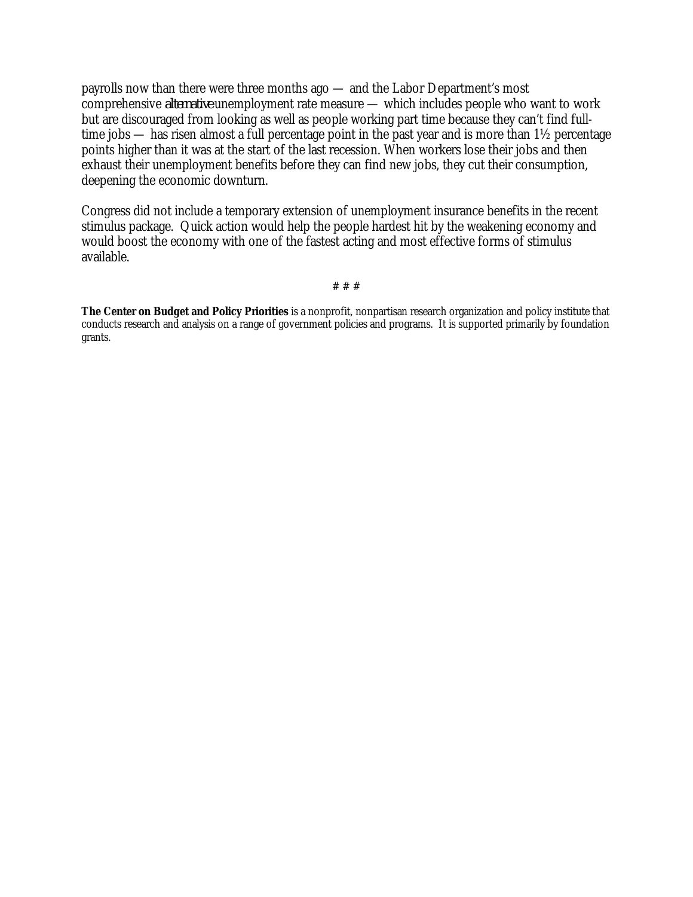payrolls now than there were three months ago — and the Labor Department's most comprehensive *alternative* unemployment rate measure — which includes people who want to work but are discouraged from looking as well as people working part time because they can't find full-time jobs — has risen almost a full percentage point in the past year and is more than 1½ percentage points higher than it was at the start of the last recession. When workers lose their jobs and then exhaust their unemployment benefits before they can find new jobs, they cut their consumption, deepening the economic downturn.

Congress did not include a temporary extension of unemployment insurance benefits in the recent stimulus package. Quick action would help the people hardest hit by the weakening economy and would boost the economy with one of the fastest acting and most effective forms of stimulus available.

# # #

**The Center on Budget and Policy Priorities** is a nonprofit, nonpartisan research organization and policy institute that conducts research and analysis on a range of government policies and programs. It is supported primarily by foundation grants.